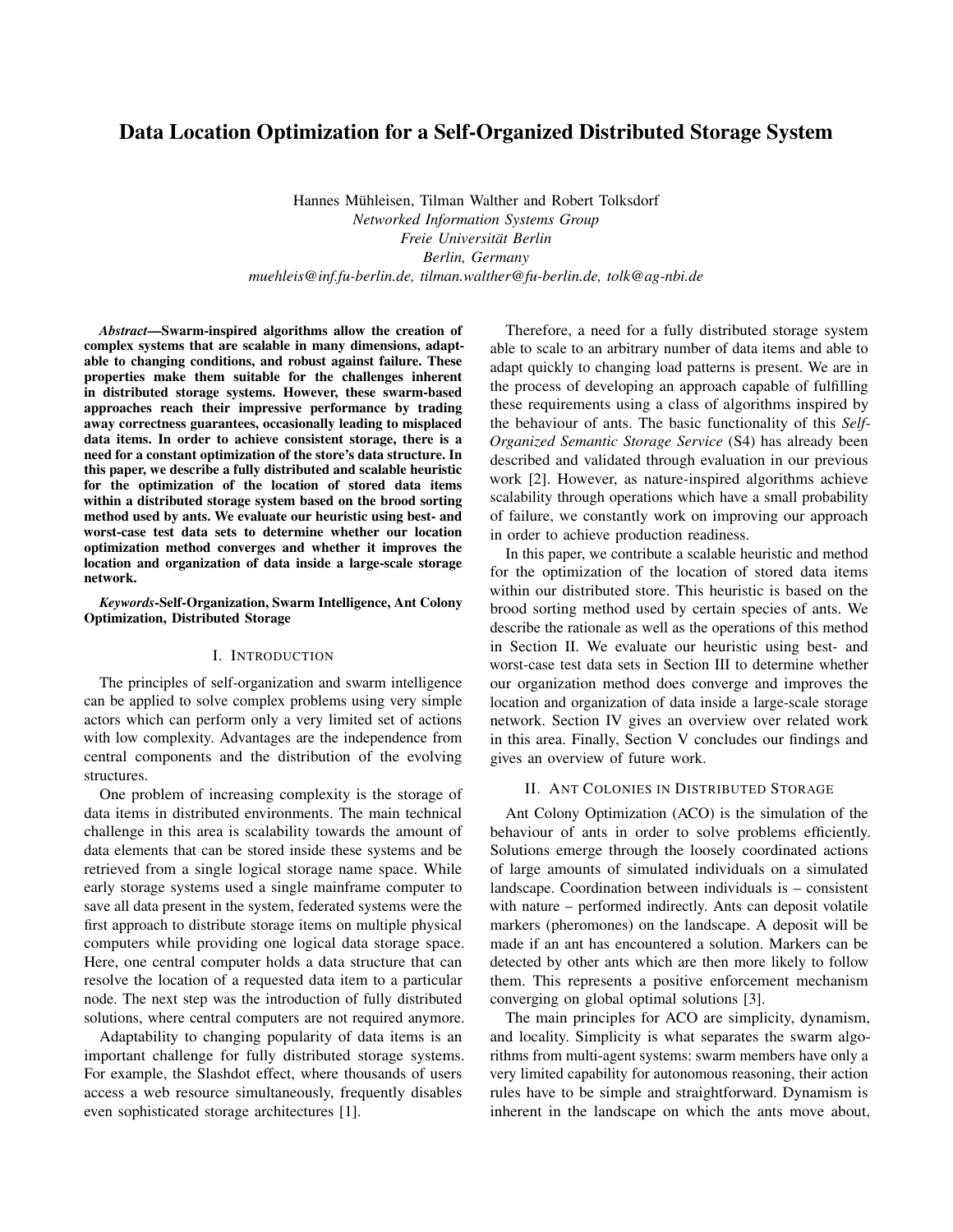# Data Location Optimization for a Self-Organized Distributed Storage System

Hannes Mühleisen, Tilman Walther and Robert Tolksdorf
*Networked Information Systems Group*
*Freie Universität Berlin*
*Berlin, Germany*
*muehleis@inf.fu-berlin.de, tilman.walther@fu-berlin.de, tolk@ag-nbi.de*

***Abstract*—Swarm-inspired algorithms allow the creation of complex systems that are scalable in many dimensions, adaptable to changing conditions, and robust against failure. These properties make them suitable for the challenges inherent in distributed storage systems. However, these swarm-based approaches reach their impressive performance by trading away correctness guarantees, occasionally leading to misplaced data items. In order to achieve consistent storage, there is a need for a constant optimization of the store's data structure. In this paper, we describe a fully distributed and scalable heuristic for the optimization of the location of stored data items within a distributed storage system based on the brood sorting method used by ants. We evaluate our heuristic using best- and worst-case test data sets to determine whether our location optimization method converges and whether it improves the location and organization of data inside a large-scale storage network.**

***Keywords*-Self-Organization, Swarm Intelligence, Ant Colony Optimization, Distributed Storage**

## I. Introduction

The principles of self-organization and swarm intelligence can be applied to solve complex problems using very simple actors which can perform only a very limited set of actions with low complexity. Advantages are the independence from central components and the distribution of the evolving structures.

One problem of increasing complexity is the storage of data items in distributed environments. The main technical challenge in this area is scalability towards the amount of data elements that can be stored inside these systems and be retrieved from a single logical storage name space. While early storage systems used a single mainframe computer to save all data present in the system, federated systems were the first approach to distribute storage items on multiple physical computers while providing one logical data storage space. Here, one central computer holds a data structure that can resolve the location of a requested data item to a particular node. The next step was the introduction of fully distributed solutions, where central computers are not required anymore.

Adaptability to changing popularity of data items is an important challenge for fully distributed storage systems. For example, the Slashdot effect, where thousands of users access a web resource simultaneously, frequently disables even sophisticated storage architectures [1].

Therefore, a need for a fully distributed storage system able to scale to an arbitrary number of data items and able to adapt quickly to changing load patterns is present. We are in the process of developing an approach capable of fulfilling these requirements using a class of algorithms inspired by the behaviour of ants. The basic functionality of this *Self-Organized Semantic Storage Service* (S4) has already been described and validated through evaluation in our previous work [2]. However, as nature-inspired algorithms achieve scalability through operations which have a small probability of failure, we constantly work on improving our approach in order to achieve production readiness.

In this paper, we contribute a scalable heuristic and method for the optimization of the location of stored data items within our distributed store. This heuristic is based on the brood sorting method used by certain species of ants. We describe the rationale as well as the operations of this method in Section II. We evaluate our heuristic using best- and worst-case test data sets in Section III to determine whether our organization method does converge and improves the location and organization of data inside a large-scale storage network. Section IV gives an overview over related work in this area. Finally, Section V concludes our findings and gives an overview of future work.

## II. Ant Colonies in Distributed Storage

Ant Colony Optimization (ACO) is the simulation of the behaviour of ants in order to solve problems efficiently. Solutions emerge through the loosely coordinated actions of large amounts of simulated individuals on a simulated landscape. Coordination between individuals is – consistent with nature – performed indirectly. Ants can deposit volatile markers (pheromones) on the landscape. A deposit will be made if an ant has encountered a solution. Markers can be detected by other ants which are then more likely to follow them. This represents a positive enforcement mechanism converging on global optimal solutions [3].

The main principles for ACO are simplicity, dynamism, and locality. Simplicity is what separates the swarm algorithms from multi-agent systems: swarm members have only a very limited capability for autonomous reasoning, their action rules have to be simple and straightforward. Dynamism is inherent in the landscape on which the ants move about,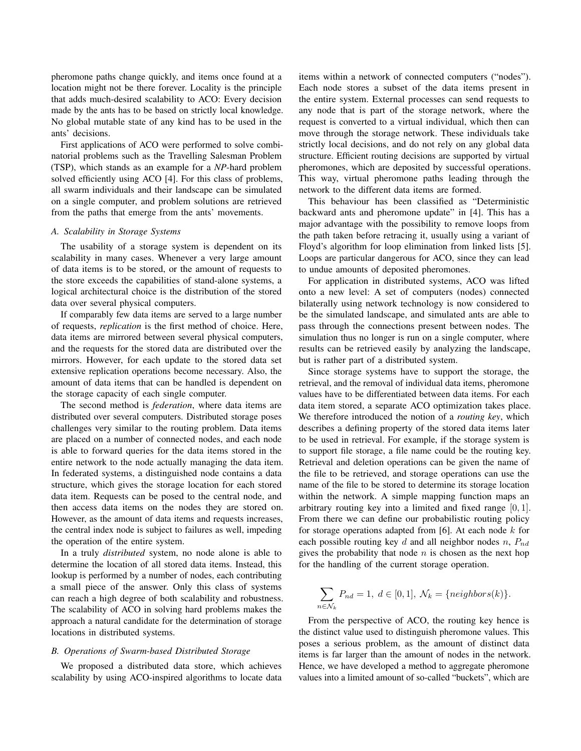pheromone paths change quickly, and items once found at a location might not be there forever. Locality is the principle that adds much-desired scalability to ACO: Every decision made by the ants has to be based on strictly local knowledge. No global mutable state of any kind has to be used in the ants' decisions.

First applications of ACO were performed to solve combinatorial problems such as the Travelling Salesman Problem (TSP), which stands as an example for a *NP*-hard problem solved efficiently using ACO [4]. For this class of problems, all swarm individuals and their landscape can be simulated on a single computer, and problem solutions are retrieved from the paths that emerge from the ants' movements.

### A. Scalability in Storage Systems

The usability of a storage system is dependent on its scalability in many cases. Whenever a very large amount of data items is to be stored, or the amount of requests to the store exceeds the capabilities of stand-alone systems, a logical architectural choice is the distribution of the stored data over several physical computers.

If comparably few data items are served to a large number of requests, *replication* is the first method of choice. Here, data items are mirrored between several physical computers, and the requests for the stored data are distributed over the mirrors. However, for each update to the stored data set extensive replication operations become necessary. Also, the amount of data items that can be handled is dependent on the storage capacity of each single computer.

The second method is *federation*, where data items are distributed over several computers. Distributed storage poses challenges very similar to the routing problem. Data items are placed on a number of connected nodes, and each node is able to forward queries for the data items stored in the entire network to the node actually managing the data item. In federated systems, a distinguished node contains a data structure, which gives the storage location for each stored data item. Requests can be posed to the central node, and then access data items on the nodes they are stored on. However, as the amount of data items and requests increases, the central index node is subject to failures as well, impeding the operation of the entire system.

In a truly *distributed* system, no node alone is able to determine the location of all stored data items. Instead, this lookup is performed by a number of nodes, each contributing a small piece of the answer. Only this class of systems can reach a high degree of both scalability and robustness. The scalability of ACO in solving hard problems makes the approach a natural candidate for the determination of storage locations in distributed systems.

### B. Operations of Swarm-based Distributed Storage

We proposed a distributed data store, which achieves scalability by using ACO-inspired algorithms to locate data items within a network of connected computers ("nodes"). Each node stores a subset of the data items present in the entire system. External processes can send requests to any node that is part of the storage network, where the request is converted to a virtual individual, which then can move through the storage network. These individuals take strictly local decisions, and do not rely on any global data structure. Efficient routing decisions are supported by virtual pheromones, which are deposited by successful operations. This way, virtual pheromone paths leading through the network to the different data items are formed.

This behaviour has been classified as "Deterministic backward ants and pheromone update" in [4]. This has a major advantage with the possibility to remove loops from the path taken before retracing it, usually using a variant of Floyd's algorithm for loop elimination from linked lists [5]. Loops are particular dangerous for ACO, since they can lead to undue amounts of deposited pheromones.

For application in distributed systems, ACO was lifted onto a new level: A set of computers (nodes) connected bilaterally using network technology is now considered to be the simulated landscape, and simulated ants are able to pass through the connections present between nodes. The simulation thus no longer is run on a single computer, where results can be retrieved easily by analyzing the landscape, but is rather part of a distributed system.

Since storage systems have to support the storage, the retrieval, and the removal of individual data items, pheromone values have to be differentiated between data items. For each data item stored, a separate ACO optimization takes place. We therefore introduced the notion of a *routing key*, which describes a defining property of the stored data items later to be used in retrieval. For example, if the storage system is to support file storage, a file name could be the routing key. Retrieval and deletion operations can be given the name of the file to be retrieved, and storage operations can use the name of the file to be stored to determine its storage location within the network. A simple mapping function maps an arbitrary routing key into a limited and fixed range $[0, 1]$. From there we can define our probabilistic routing policy for storage operations adapted from [6]. At each node $k$ for each possible routing key $d$ and all neighbor nodes $n$, $P_{nd}$ gives the probability that node $n$ is chosen as the next hop for the handling of the current storage operation.

$$\sum_{n \in \mathcal{N}_k} P_{nd} = 1,\ d \in [0, 1],\ \mathcal{N}_k = \{neighbors(k)\}.$$

From the perspective of ACO, the routing key hence is the distinct value used to distinguish pheromone values. This poses a serious problem, as the amount of distinct data items is far larger than the amount of nodes in the network. Hence, we have developed a method to aggregate pheromone values into a limited amount of so-called "buckets", which are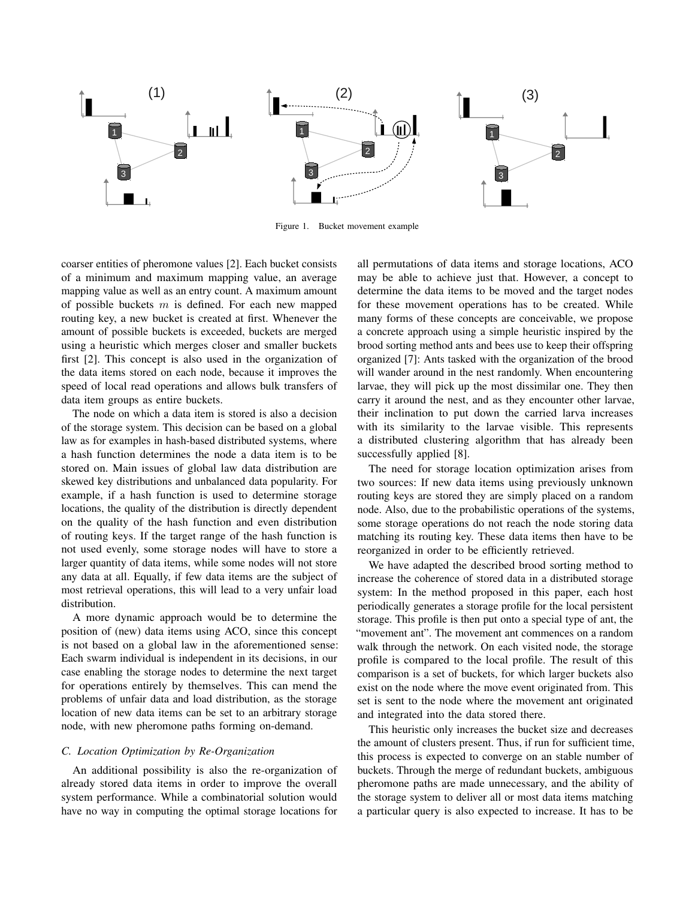(1)

(2)

(3)

Figure 1. Bucket movement example

coarser entities of pheromone values [2]. Each bucket consists of a minimum and maximum mapping value, an average mapping value as well as an entry count. A maximum amount of possible buckets $m$ is defined. For each new mapped routing key, a new bucket is created at first. Whenever the amount of possible buckets is exceeded, buckets are merged using a heuristic which merges closer and smaller buckets first [2]. This concept is also used in the organization of the data items stored on each node, because it improves the speed of local read operations and allows bulk transfers of data item groups as entire buckets.

The node on which a data item is stored is also a decision of the storage system. This decision can be based on a global law as for examples in hash-based distributed systems, where a hash function determines the node a data item is to be stored on. Main issues of global law data distribution are skewed key distributions and unbalanced data popularity. For example, if a hash function is used to determine storage locations, the quality of the distribution is directly dependent on the quality of the hash function and even distribution of routing keys. If the target range of the hash function is not used evenly, some storage nodes will have to store a larger quantity of data items, while some nodes will not store any data at all. Equally, if few data items are the subject of most retrieval operations, this will lead to a very unfair load distribution.

A more dynamic approach would be to determine the position of (new) data items using ACO, since this concept is not based on a global law in the aforementioned sense: Each swarm individual is independent in its decisions, in our case enabling the storage nodes to determine the next target for operations entirely by themselves. This can mend the problems of unfair data and load distribution, as the storage location of new data items can be set to an arbitrary storage node, with new pheromone paths forming on-demand.

### C. Location Optimization by Re-Organization

An additional possibility is also the re-organization of already stored data items in order to improve the overall system performance. While a combinatorial solution would have no way in computing the optimal storage locations for all permutations of data items and storage locations, ACO may be able to achieve just that. However, a concept to determine the data items to be moved and the target nodes for these movement operations has to be created. While many forms of these concepts are conceivable, we propose a concrete approach using a simple heuristic inspired by the brood sorting method ants and bees use to keep their offspring organized [7]: Ants tasked with the organization of the brood will wander around in the nest randomly. When encountering larvae, they will pick up the most dissimilar one. They then carry it around the nest, and as they encounter other larvae, their inclination to put down the carried larva increases with its similarity to the larvae visible. This represents a distributed clustering algorithm that has already been successfully applied [8].

The need for storage location optimization arises from two sources: If new data items using previously unknown routing keys are stored they are simply placed on a random node. Also, due to the probabilistic operations of the systems, some storage operations do not reach the node storing data matching its routing key. These data items then have to be reorganized in order to be efficiently retrieved.

We have adapted the described brood sorting method to increase the coherence of stored data in a distributed storage system: In the method proposed in this paper, each host periodically generates a storage profile for the local persistent storage. This profile is then put onto a special type of ant, the "movement ant". The movement ant commences on a random walk through the network. On each visited node, the storage profile is compared to the local profile. The result of this comparison is a set of buckets, for which larger buckets also exist on the node where the move event originated from. This set is sent to the node where the movement ant originated and integrated into the data stored there.

This heuristic only increases the bucket size and decreases the amount of clusters present. Thus, if run for sufficient time, this process is expected to converge on an stable number of buckets. Through the merge of redundant buckets, ambiguous pheromone paths are made unnecessary, and the ability of the storage system to deliver all or most data items matching a particular query is also expected to increase. It has to be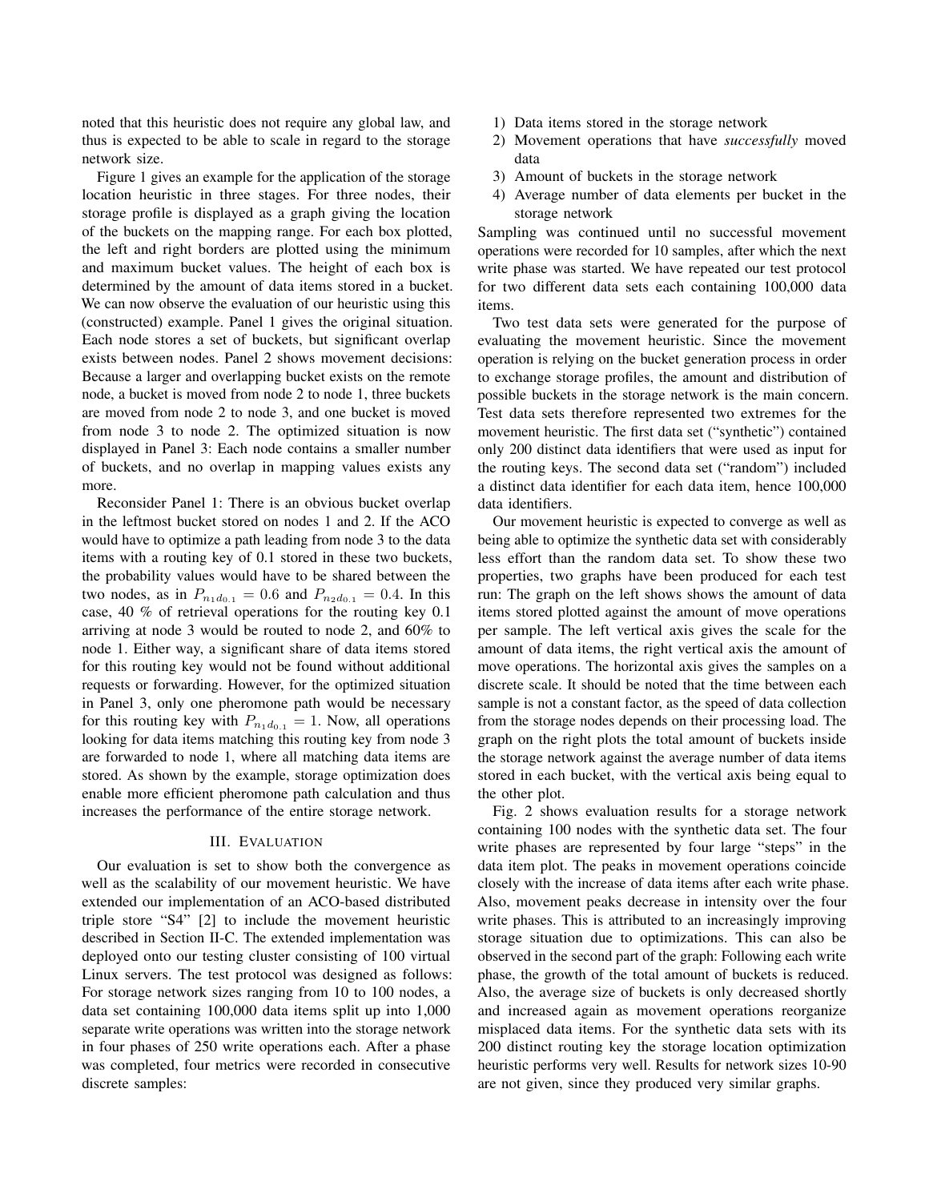noted that this heuristic does not require any global law, and thus is expected to be able to scale in regard to the storage network size.

Figure 1 gives an example for the application of the storage location heuristic in three stages. For three nodes, their storage profile is displayed as a graph giving the location of the buckets on the mapping range. For each box plotted, the left and right borders are plotted using the minimum and maximum bucket values. The height of each box is determined by the amount of data items stored in a bucket. We can now observe the evaluation of our heuristic using this (constructed) example. Panel 1 gives the original situation. Each node stores a set of buckets, but significant overlap exists between nodes. Panel 2 shows movement decisions: Because a larger and overlapping bucket exists on the remote node, a bucket is moved from node 2 to node 1, three buckets are moved from node 2 to node 3, and one bucket is moved from node 3 to node 2. The optimized situation is now displayed in Panel 3: Each node contains a smaller number of buckets, and no overlap in mapping values exists any more.

Reconsider Panel 1: There is an obvious bucket overlap in the leftmost bucket stored on nodes 1 and 2. If the ACO would have to optimize a path leading from node 3 to the data items with a routing key of 0.1 stored in these two buckets, the probability values would have to be shared between the two nodes, as in $P_{n_1 d_{0.1}} = 0.6$ and $P_{n_2 d_{0.1}} = 0.4$. In this case, 40 % of retrieval operations for the routing key 0.1 arriving at node 3 would be routed to node 2, and 60% to node 1. Either way, a significant share of data items stored for this routing key would not be found without additional requests or forwarding. However, for the optimized situation in Panel 3, only one pheromone path would be necessary for this routing key with $P_{n_1 d_{0.1}} = 1$. Now, all operations looking for data items matching this routing key from node 3 are forwarded to node 1, where all matching data items are stored. As shown by the example, storage optimization does enable more efficient pheromone path calculation and thus increases the performance of the entire storage network.

## III. Evaluation

Our evaluation is set to show both the convergence as well as the scalability of our movement heuristic. We have extended our implementation of an ACO-based distributed triple store "S4" [2] to include the movement heuristic described in Section II-C. The extended implementation was deployed onto our testing cluster consisting of 100 virtual Linux servers. The test protocol was designed as follows: For storage network sizes ranging from 10 to 100 nodes, a data set containing 100,000 data items split up into 1,000 separate write operations was written into the storage network in four phases of 250 write operations each. After a phase was completed, four metrics were recorded in consecutive discrete samples:

1) Data items stored in the storage network
2) Movement operations that have *successfully* moved data
3) Amount of buckets in the storage network
4) Average number of data elements per bucket in the storage network

Sampling was continued until no successful movement operations were recorded for 10 samples, after which the next write phase was started. We have repeated our test protocol for two different data sets each containing 100,000 data items.

Two test data sets were generated for the purpose of evaluating the movement heuristic. Since the movement operation is relying on the bucket generation process in order to exchange storage profiles, the amount and distribution of possible buckets in the storage network is the main concern. Test data sets therefore represented two extremes for the movement heuristic. The first data set ("synthetic") contained only 200 distinct data identifiers that were used as input for the routing keys. The second data set ("random") included a distinct data identifier for each data item, hence 100,000 data identifiers.

Our movement heuristic is expected to converge as well as being able to optimize the synthetic data set with considerably less effort than the random data set. To show these two properties, two graphs have been produced for each test run: The graph on the left shows shows the amount of data items stored plotted against the amount of move operations per sample. The left vertical axis gives the scale for the amount of data items, the right vertical axis the amount of move operations. The horizontal axis gives the samples on a discrete scale. It should be noted that the time between each sample is not a constant factor, as the speed of data collection from the storage nodes depends on their processing load. The graph on the right plots the total amount of buckets inside the storage network against the average number of data items stored in each bucket, with the vertical axis being equal to the other plot.

Fig. 2 shows evaluation results for a storage network containing 100 nodes with the synthetic data set. The four write phases are represented by four large "steps" in the data item plot. The peaks in movement operations coincide closely with the increase of data items after each write phase. Also, movement peaks decrease in intensity over the four write phases. This is attributed to an increasingly improving storage situation due to optimizations. This can also be observed in the second part of the graph: Following each write phase, the growth of the total amount of buckets is reduced. Also, the average size of buckets is only decreased shortly and increased again as movement operations reorganize misplaced data items. For the synthetic data sets with its 200 distinct routing key the storage location optimization heuristic performs very well. Results for network sizes 10-90 are not given, since they produced very similar graphs.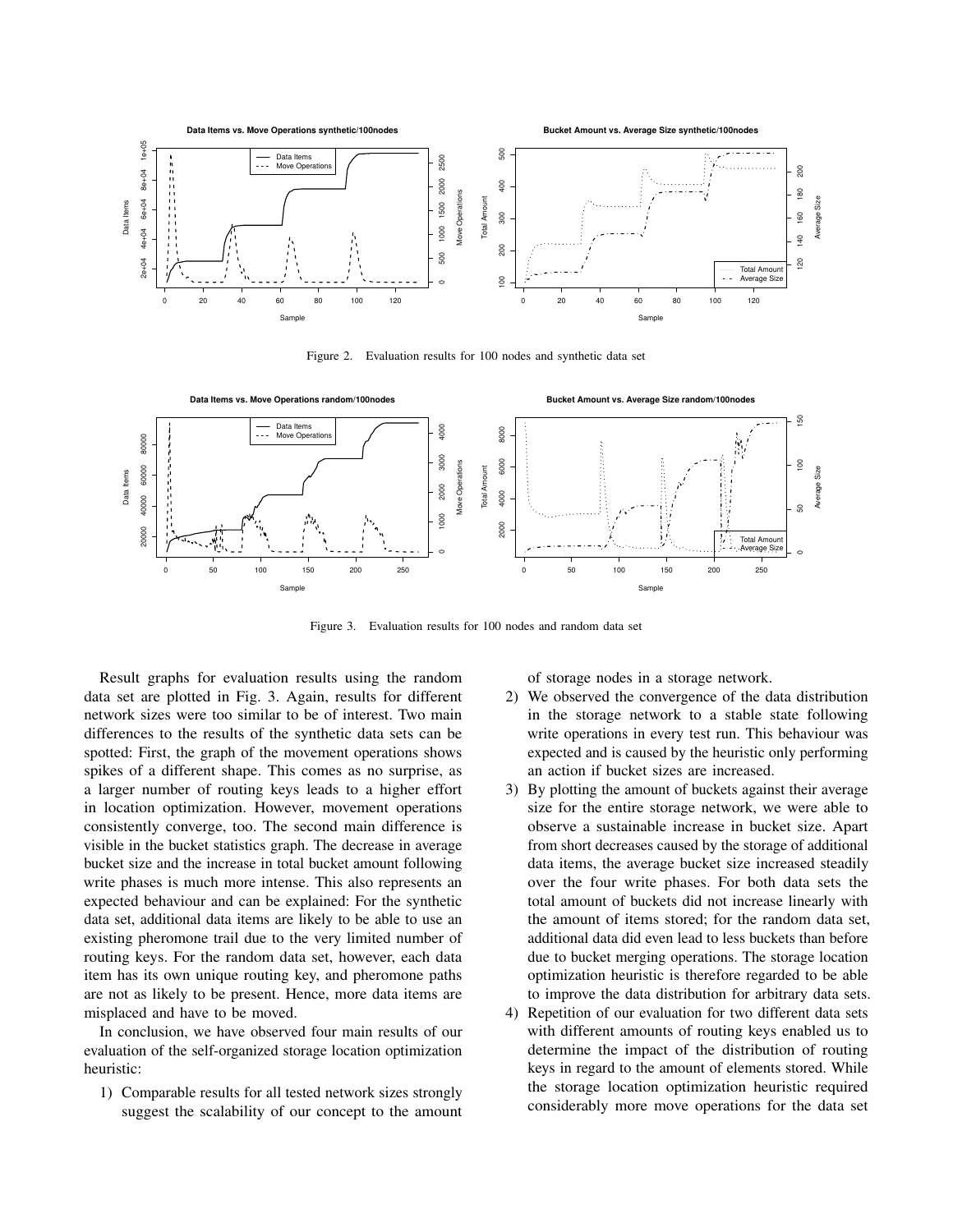Data Items vs. Move Operations synthetic/100nodes

Data Items
Move Operations

Data Items
Move Operations
Sample

0 20 40 60 80 100 120

2e+04 4e+04 6e+04 8e+04 1e+05

0 500 1000 1500 2000 2500

Bucket Amount vs. Average Size synthetic/100nodes

Total Amount
Average Size
Sample

0 20 40 60 80 100 120

100 200 300 400 500

120 140 160 180 200

Figure 2. Evaluation results for 100 nodes and synthetic data set

Data Items vs. Move Operations random/100nodes

Data Items
Move Operations

Data Items
Move Operations
Sample

0 50 100 150 200 250

20000 40000 60000 80000

0 1000 2000 3000 4000

Bucket Amount vs. Average Size random/100nodes

Total Amount
Average Size
Sample

0 50 100 150 200 250

2000 4000 6000 8000

0 50 100 150

Figure 3. Evaluation results for 100 nodes and random data set

Result graphs for evaluation results using the random data set are plotted in Fig. 3. Again, results for different network sizes were too similar to be of interest. Two main differences to the results of the synthetic data sets can be spotted: First, the graph of the movement operations shows spikes of a different shape. This comes as no surprise, as a larger number of routing keys leads to a higher effort in location optimization. However, movement operations consistently converge, too. The second main difference is visible in the bucket statistics graph. The decrease in average bucket size and the increase in total bucket amount following write phases is much more intense. This also represents an expected behaviour and can be explained: For the synthetic data set, additional data items are likely to be able to use an existing pheromone trail due to the very limited number of routing keys. For the random data set, however, each data item has its own unique routing key, and pheromone paths are not as likely to be present. Hence, more data items are misplaced and have to be moved.

In conclusion, we have observed four main results of our evaluation of the self-organized storage location optimization heuristic:

1) Comparable results for all tested network sizes strongly suggest the scalability of our concept to the amount of storage nodes in a storage network.
2) We observed the convergence of the data distribution in the storage network to a stable state following write operations in every test run. This behaviour was expected and is caused by the heuristic only performing an action if bucket sizes are increased.
3) By plotting the amount of buckets against their average size for the entire storage network, we were able to observe a sustainable increase in bucket size. Apart from short decreases caused by the storage of additional data items, the average bucket size increased steadily over the four write phases. For both data sets the total amount of buckets did not increase linearly with the amount of items stored; for the random data set, additional data did even lead to less buckets than before due to bucket merging operations. The storage location optimization heuristic is therefore regarded to be able to improve the data distribution for arbitrary data sets.
4) Repetition of our evaluation for two different data sets with different amounts of routing keys enabled us to determine the impact of the distribution of routing keys in regard to the amount of elements stored. While the storage location optimization heuristic required considerably more move operations for the data set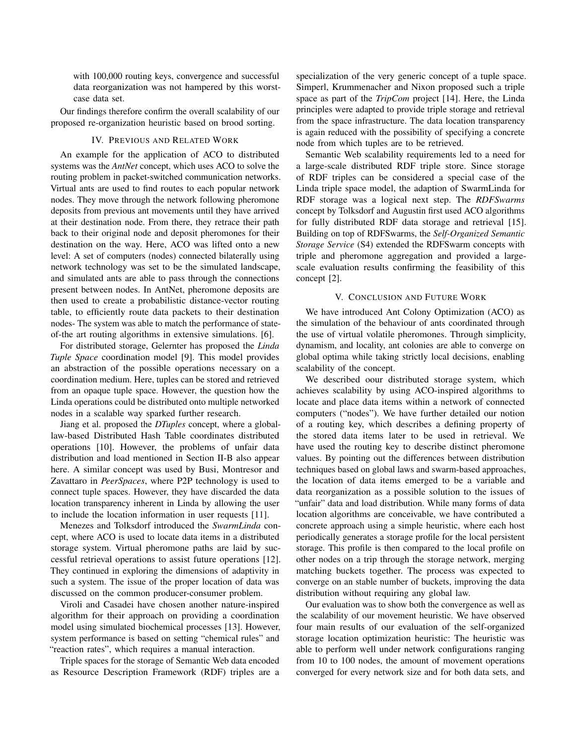with 100,000 routing keys, convergence and successful data reorganization was not hampered by this worst-case data set.

Our findings therefore confirm the overall scalability of our proposed re-organization heuristic based on brood sorting.

## IV. Previous and Related Work

An example for the application of ACO to distributed systems was the *AntNet* concept, which uses ACO to solve the routing problem in packet-switched communication networks. Virtual ants are used to find routes to each popular network nodes. They move through the network following pheromone deposits from previous ant movements until they have arrived at their destination node. From there, they retrace their path back to their original node and deposit pheromones for their destination on the way. Here, ACO was lifted onto a new level: A set of computers (nodes) connected bilaterally using network technology was set to be the simulated landscape, and simulated ants are able to pass through the connections present between nodes. In AntNet, pheromone deposits are then used to create a probabilistic distance-vector routing table, to efficiently route data packets to their destination nodes- The system was able to match the performance of state-of-the art routing algorithms in extensive simulations. [6].

For distributed storage, Gelernter has proposed the *Linda Tuple Space* coordination model [9]. This model provides an abstraction of the possible operations necessary on a coordination medium. Here, tuples can be stored and retrieved from an opaque tuple space. However, the question how the Linda operations could be distributed onto multiple networked nodes in a scalable way sparked further research.

Jiang et al. proposed the *DTuples* concept, where a global-law-based Distributed Hash Table coordinates distributed operations [10]. However, the problems of unfair data distribution and load mentioned in Section II-B also appear here. A similar concept was used by Busi, Montresor and Zavattaro in *PeerSpaces*, where P2P technology is used to connect tuple spaces. However, they have discarded the data location transparency inherent in Linda by allowing the user to include the location information in user requests [11].

Menezes and Tolksdorf introduced the *SwarmLinda* concept, where ACO is used to locate data items in a distributed storage system. Virtual pheromone paths are laid by successful retrieval operations to assist future operations [12]. They continued in exploring the dimensions of adaptivity in such a system. The issue of the proper location of data was discussed on the common producer-consumer problem.

Viroli and Casadei have chosen another nature-inspired algorithm for their approach on providing a coordination model using simulated biochemical processes [13]. However, system performance is based on setting "chemical rules" and "reaction rates", which requires a manual interaction.

Triple spaces for the storage of Semantic Web data encoded as Resource Description Framework (RDF) triples are a specialization of the very generic concept of a tuple space. Simperl, Krummenacher and Nixon proposed such a triple space as part of the *TripCom* project [14]. Here, the Linda principles were adapted to provide triple storage and retrieval from the space infrastructure. The data location transparency is again reduced with the possibility of specifying a concrete node from which tuples are to be retrieved.

Semantic Web scalability requirements led to a need for a large-scale distributed RDF triple store. Since storage of RDF triples can be considered a special case of the Linda triple space model, the adaption of SwarmLinda for RDF storage was a logical next step. The *RDFSwarms* concept by Tolksdorf and Augustin first used ACO algorithms for fully distributed RDF data storage and retrieval [15]. Building on top of RDFSwarms, the *Self-Organized Semantic Storage Service* (S4) extended the RDFSwarm concepts with triple and pheromone aggregation and provided a large-scale evaluation results confirming the feasibility of this concept [2].

## V. Conclusion and Future Work

We have introduced Ant Colony Optimization (ACO) as the simulation of the behaviour of ants coordinated through the use of virtual volatile pheromones. Through simplicity, dynamism, and locality, ant colonies are able to converge on global optima while taking strictly local decisions, enabling scalability of the concept.

We described oour distributed storage system, which achieves scalability by using ACO-inspired algorithms to locate and place data items within a network of connected computers ("nodes"). We have further detailed our notion of a routing key, which describes a defining property of the stored data items later to be used in retrieval. We have used the routing key to describe distinct pheromone values. By pointing out the differences between distribution techniques based on global laws and swarm-based approaches, the location of data items emerged to be a variable and data reorganization as a possible solution to the issues of "unfair" data and load distribution. While many forms of data location algorithms are conceivable, we have contributed a concrete approach using a simple heuristic, where each host periodically generates a storage profile for the local persistent storage. This profile is then compared to the local profile on other nodes on a trip through the storage network, merging matching buckets together. The process was expected to converge on an stable number of buckets, improving the data distribution without requiring any global law.

Our evaluation was to show both the convergence as well as the scalability of our movement heuristic. We have observed four main results of our evaluation of the self-organized storage location optimization heuristic: The heuristic was able to perform well under network configurations ranging from 10 to 100 nodes, the amount of movement operations converged for every network size and for both data sets, and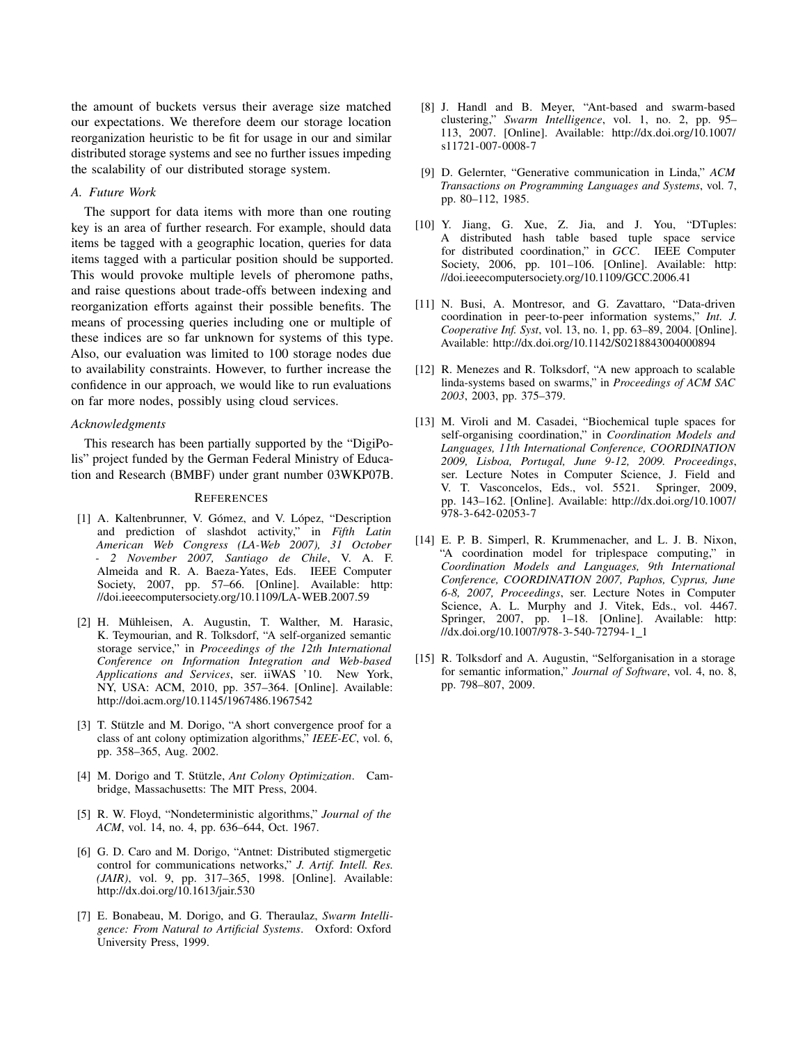the amount of buckets versus their average size matched our expectations. We therefore deem our storage location reorganization heuristic to be fit for usage in our and similar distributed storage systems and see no further issues impeding the scalability of our distributed storage system.

### A. Future Work

The support for data items with more than one routing key is an area of further research. For example, should data items be tagged with a geographic location, queries for data items tagged with a particular position should be supported. This would provoke multiple levels of pheromone paths, and raise questions about trade-offs between indexing and reorganization efforts against their possible benefits. The means of processing queries including one or multiple of these indices are so far unknown for systems of this type. Also, our evaluation was limited to 100 storage nodes due to availability constraints. However, to further increase the confidence in our approach, we would like to run evaluations on far more nodes, possibly using cloud services.

### Acknowledgments

This research has been partially supported by the "DigiPolis" project funded by the German Federal Ministry of Education and Research (BMBF) under grant number 03WKP07B.

## References

[1] A. Kaltenbrunner, V. Gómez, and V. López, "Description and prediction of slashdot activity," in *Fifth Latin American Web Congress (LA-Web 2007), 31 October - 2 November 2007, Santiago de Chile*, V. A. F. Almeida and R. A. Baeza-Yates, Eds. IEEE Computer Society, 2007, pp. 57–66. [Online]. Available: http://doi.ieeecomputersociety.org/10.1109/LA-WEB.2007.59

[2] H. Mühleisen, A. Augustin, T. Walther, M. Harasic, K. Teymourian, and R. Tolksdorf, "A self-organized semantic storage service," in *Proceedings of the 12th International Conference on Information Integration and Web-based Applications and Services*, ser. iiWAS '10. New York, NY, USA: ACM, 2010, pp. 357–364. [Online]. Available: http://doi.acm.org/10.1145/1967486.1967542

[3] T. Stützle and M. Dorigo, "A short convergence proof for a class of ant colony optimization algorithms," *IEEE-EC*, vol. 6, pp. 358–365, Aug. 2002.

[4] M. Dorigo and T. Stützle, *Ant Colony Optimization*. Cambridge, Massachusetts: The MIT Press, 2004.

[5] R. W. Floyd, "Nondeterministic algorithms," *Journal of the ACM*, vol. 14, no. 4, pp. 636–644, Oct. 1967.

[6] G. D. Caro and M. Dorigo, "Antnet: Distributed stigmergetic control for communications networks," *J. Artif. Intell. Res. (JAIR)*, vol. 9, pp. 317–365, 1998. [Online]. Available: http://dx.doi.org/10.1613/jair.530

[7] E. Bonabeau, M. Dorigo, and G. Theraulaz, *Swarm Intelligence: From Natural to Artificial Systems*. Oxford: Oxford University Press, 1999.

[8] J. Handl and B. Meyer, "Ant-based and swarm-based clustering," *Swarm Intelligence*, vol. 1, no. 2, pp. 95–113, 2007. [Online]. Available: http://dx.doi.org/10.1007/s11721-007-0008-7

[9] D. Gelernter, "Generative communication in Linda," *ACM Transactions on Programming Languages and Systems*, vol. 7, pp. 80–112, 1985.

[10] Y. Jiang, G. Xue, Z. Jia, and J. You, "DTuples: A distributed hash table based tuple space service for distributed coordination," in *GCC*. IEEE Computer Society, 2006, pp. 101–106. [Online]. Available: http://doi.ieeecomputersociety.org/10.1109/GCC.2006.41

[11] N. Busi, A. Montresor, and G. Zavattaro, "Data-driven coordination in peer-to-peer information systems," *Int. J. Cooperative Inf. Syst*, vol. 13, no. 1, pp. 63–89, 2004. [Online]. Available: http://dx.doi.org/10.1142/S0218843004000894

[12] R. Menezes and R. Tolksdorf, "A new approach to scalable linda-systems based on swarms," in *Proceedings of ACM SAC 2003*, 2003, pp. 375–379.

[13] M. Viroli and M. Casadei, "Biochemical tuple spaces for self-organising coordination," in *Coordination Models and Languages, 11th International Conference, COORDINATION 2009, Lisboa, Portugal, June 9-12, 2009. Proceedings*, ser. Lecture Notes in Computer Science, J. Field and V. T. Vasconcelos, Eds., vol. 5521. Springer, 2009, pp. 143–162. [Online]. Available: http://dx.doi.org/10.1007/978-3-642-02053-7

[14] E. P. B. Simperl, R. Krummenacher, and L. J. B. Nixon, "A coordination model for triplespace computing," in *Coordination Models and Languages, 9th International Conference, COORDINATION 2007, Paphos, Cyprus, June 6-8, 2007, Proceedings*, ser. Lecture Notes in Computer Science, A. L. Murphy and J. Vitek, Eds., vol. 4467. Springer, 2007, pp. 1–18. [Online]. Available: http://dx.doi.org/10.1007/978-3-540-72794-1_1

[15] R. Tolksdorf and A. Augustin, "Selforganisation in a storage for semantic information," *Journal of Software*, vol. 4, no. 8, pp. 798–807, 2009.